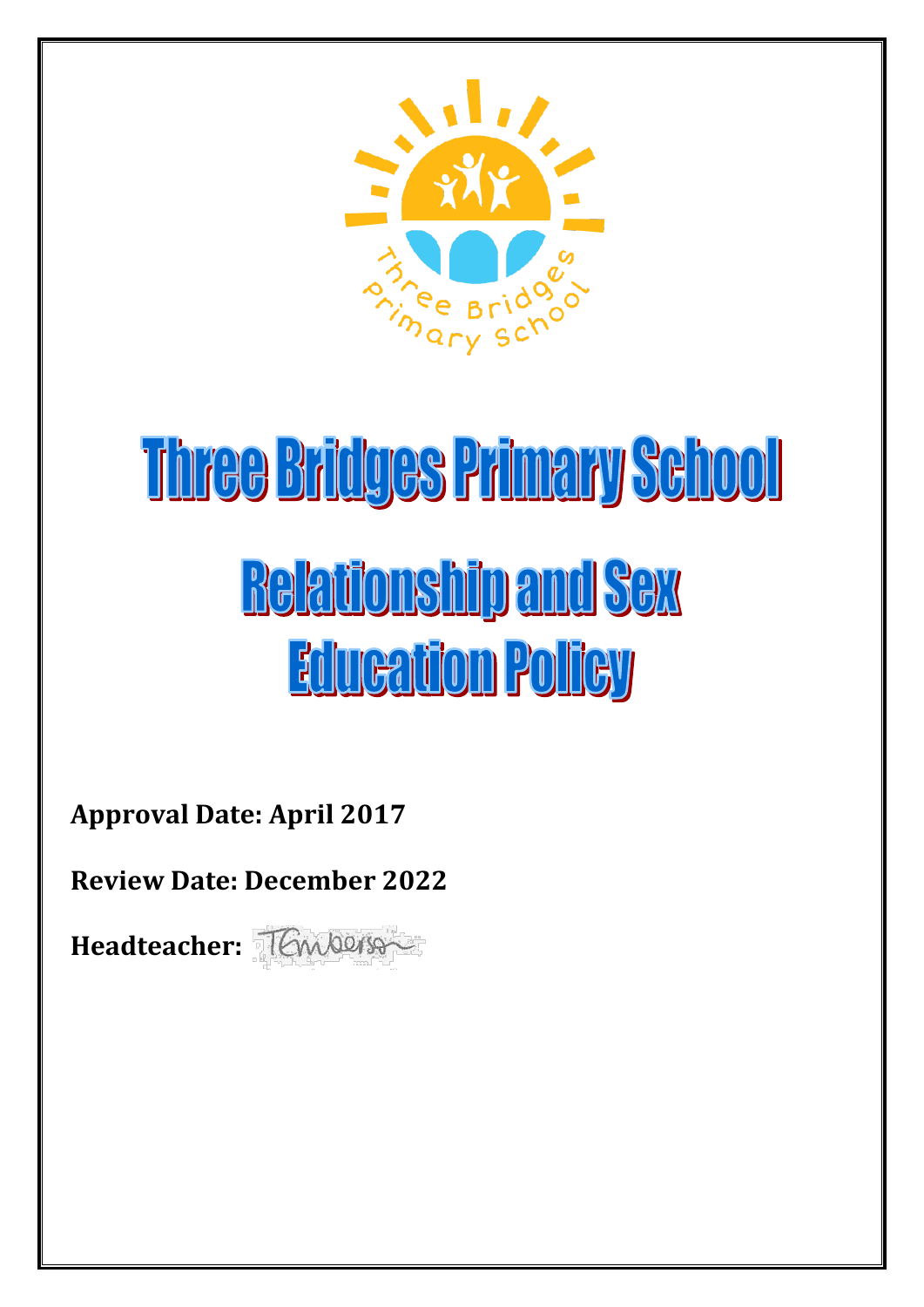# Three Bridges Primary School

## Relationship and Sex Education Policy

**Approval Date: April 2017**

**Review Date: December 2022**

**Headteacher:**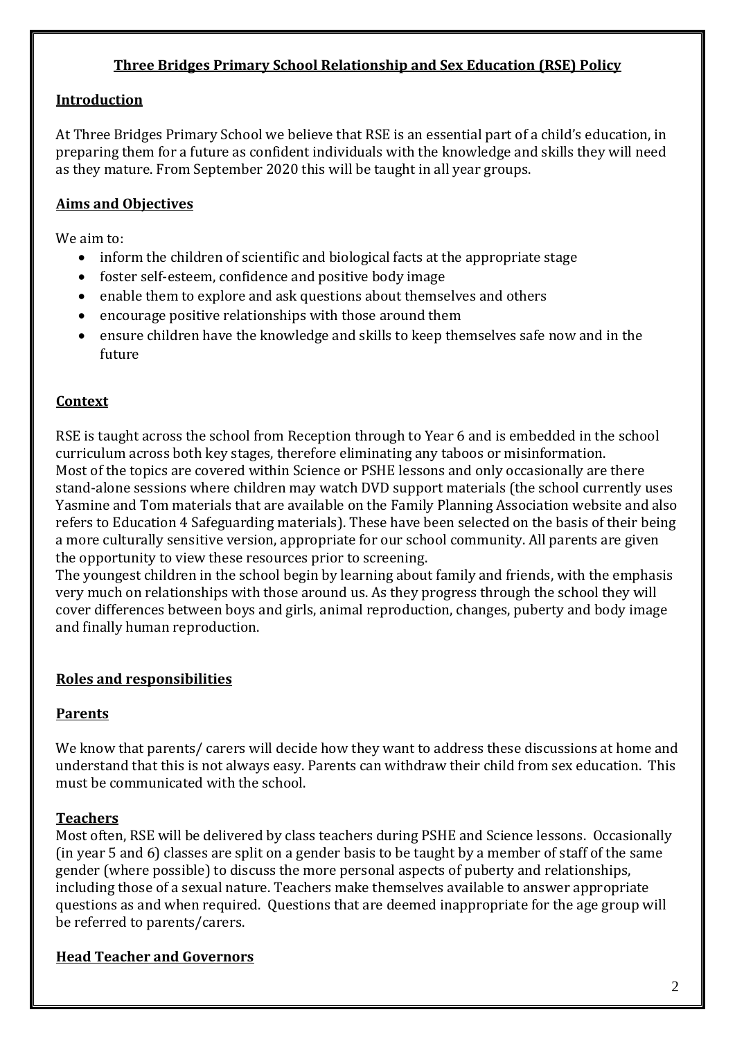# Three Bridges Primary School Relationship and Sex Education (RSE) Policy

## Introduction

At Three Bridges Primary School we believe that RSE is an essential part of a child's education, in preparing them for a future as confident individuals with the knowledge and skills they will need as they mature. From September 2020 this will be taught in all year groups.

## Aims and Objectives

We aim to:

- inform the children of scientific and biological facts at the appropriate stage
- foster self-esteem, confidence and positive body image
- enable them to explore and ask questions about themselves and others
- encourage positive relationships with those around them
- ensure children have the knowledge and skills to keep themselves safe now and in the future

## Context

RSE is taught across the school from Reception through to Year 6 and is embedded in the school curriculum across both key stages, therefore eliminating any taboos or misinformation.
Most of the topics are covered within Science or PSHE lessons and only occasionally are there stand-alone sessions where children may watch DVD support materials (the school currently uses Yasmine and Tom materials that are available on the Family Planning Association website and also refers to Education 4 Safeguarding materials). These have been selected on the basis of their being a more culturally sensitive version, appropriate for our school community. All parents are given the opportunity to view these resources prior to screening.
The youngest children in the school begin by learning about family and friends, with the emphasis very much on relationships with those around us. As they progress through the school they will cover differences between boys and girls, animal reproduction, changes, puberty and body image and finally human reproduction.

## Roles and responsibilities

### Parents

We know that parents/ carers will decide how they want to address these discussions at home and understand that this is not always easy. Parents can withdraw their child from sex education. This must be communicated with the school.

### Teachers

Most often, RSE will be delivered by class teachers during PSHE and Science lessons. Occasionally (in year 5 and 6) classes are split on a gender basis to be taught by a member of staff of the same gender (where possible) to discuss the more personal aspects of puberty and relationships, including those of a sexual nature. Teachers make themselves available to answer appropriate questions as and when required. Questions that are deemed inappropriate for the age group will be referred to parents/carers.

### Head Teacher and Governors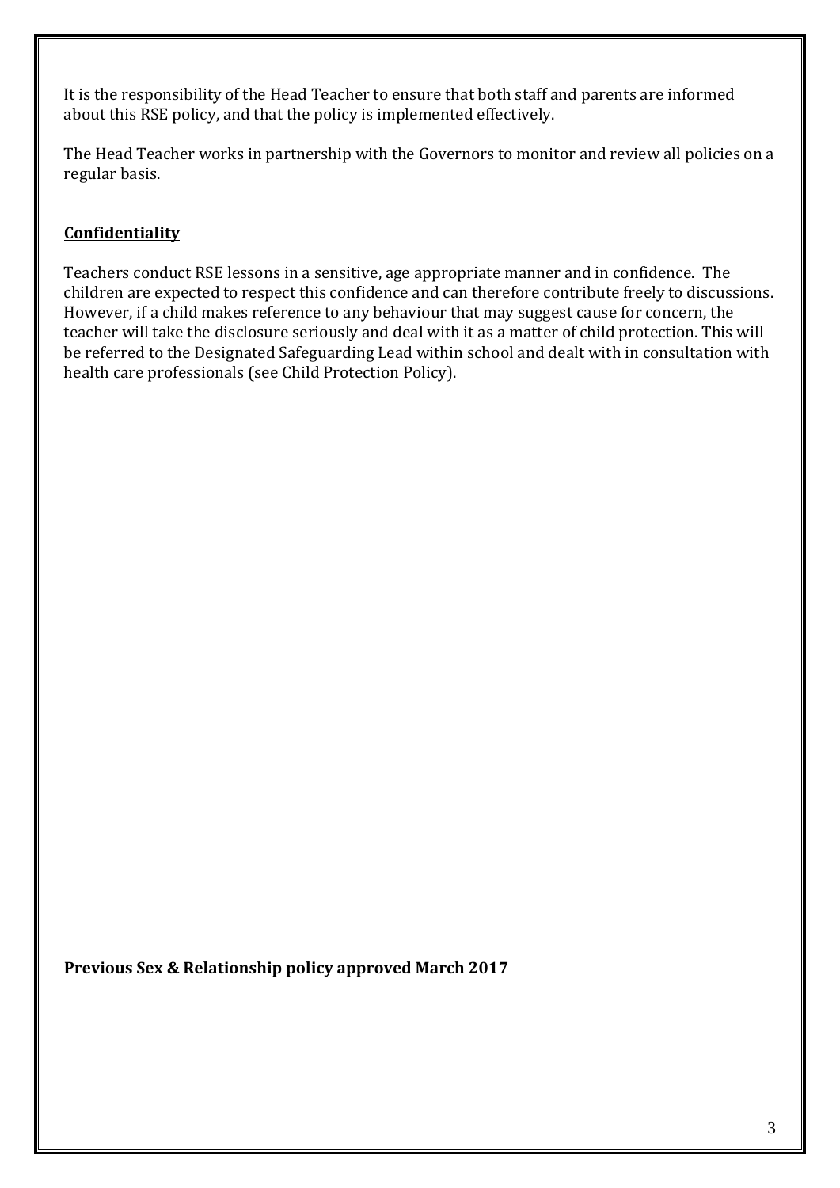It is the responsibility of the Head Teacher to ensure that both staff and parents are informed about this RSE policy, and that the policy is implemented effectively.

The Head Teacher works in partnership with the Governors to monitor and review all policies on a regular basis.

## Confidentiality

Teachers conduct RSE lessons in a sensitive, age appropriate manner and in confidence. The children are expected to respect this confidence and can therefore contribute freely to discussions. However, if a child makes reference to any behaviour that may suggest cause for concern, the teacher will take the disclosure seriously and deal with it as a matter of child protection. This will be referred to the Designated Safeguarding Lead within school and dealt with in consultation with health care professionals (see Child Protection Policy).

**Previous Sex & Relationship policy approved March 2017**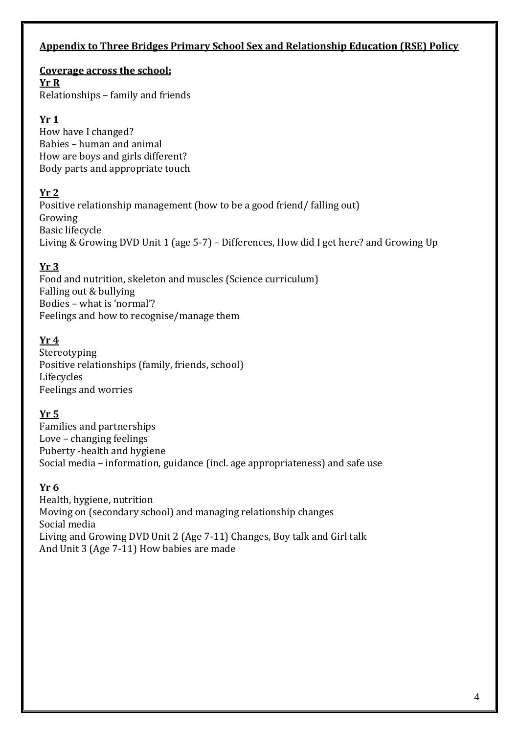## Appendix to Three Bridges Primary School Sex and Relationship Education (RSE) Policy

### Coverage across the school:

**Yr R**

Relationships – family and friends

**Yr 1**

How have I changed?
Babies – human and animal
How are boys and girls different?
Body parts and appropriate touch

**Yr 2**

Positive relationship management (how to be a good friend/ falling out)
Growing
Basic lifecycle
Living & Growing DVD Unit 1 (age 5-7) – Differences, How did I get here? and Growing Up

**Yr 3**

Food and nutrition, skeleton and muscles (Science curriculum)
Falling out & bullying
Bodies – what is 'normal'?
Feelings and how to recognise/manage them

**Yr 4**

Stereotyping
Positive relationships (family, friends, school)
Lifecycles
Feelings and worries

**Yr 5**

Families and partnerships
Love – changing feelings
Puberty -health and hygiene
Social media – information, guidance (incl. age appropriateness) and safe use

**Yr 6**

Health, hygiene, nutrition
Moving on (secondary school) and managing relationship changes
Social media
Living and Growing DVD Unit 2 (Age 7-11) Changes, Boy talk and Girl talk
And Unit 3 (Age 7-11) How babies are made